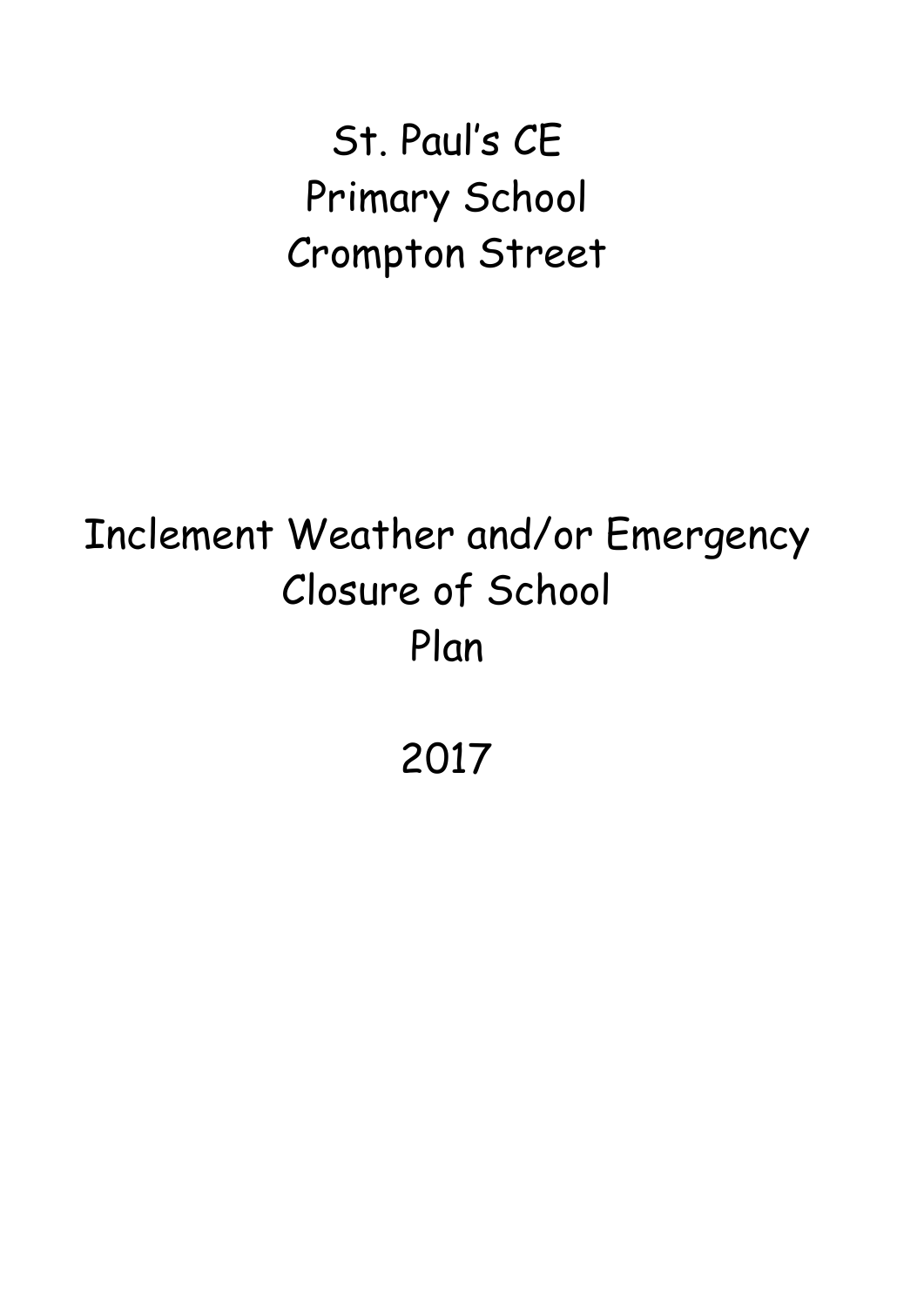# St. Paul's CE Primary School Crompton Street

# Inclement Weather and/or Emergency Closure of School Plan

# 2017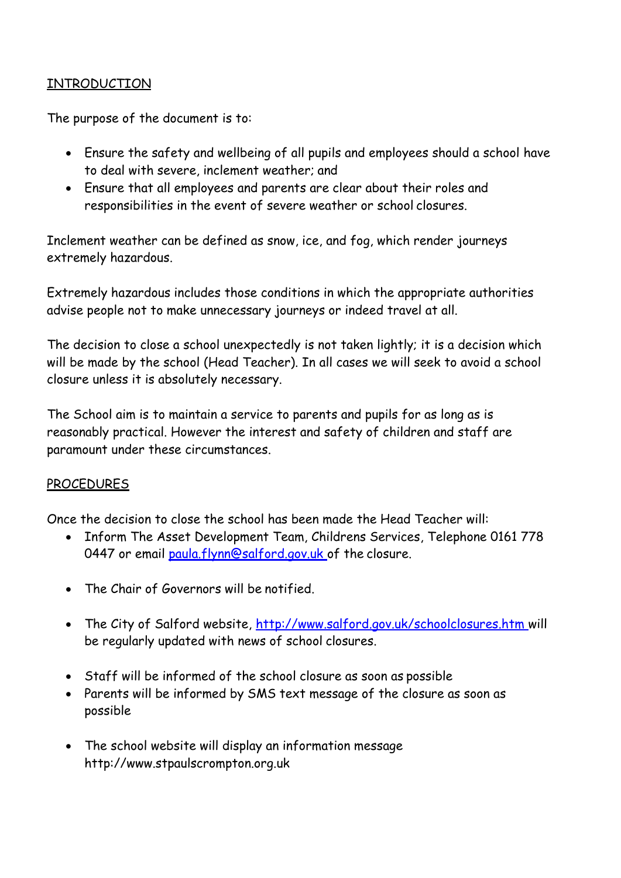## INTRODUCTION

The purpose of the document is to:

- Ensure the safety and wellbeing of all pupils and employees should a school have to deal with severe, inclement weather; and
- Ensure that all employees and parents are clear about their roles and responsibilities in the event of severe weather or school closures.

Inclement weather can be defined as snow, ice, and fog, which render journeys extremely hazardous.

Extremely hazardous includes those conditions in which the appropriate authorities advise people not to make unnecessary journeys or indeed travel at all.

The decision to close a school unexpectedly is not taken lightly; it is a decision which will be made by the school (Head Teacher). In all cases we will seek to avoid a school closure unless it is absolutely necessary.

The School aim is to maintain a service to parents and pupils for as long as is reasonably practical. However the interest and safety of children and staff are paramount under these circumstances.

## PROCEDURES

Once the decision to close the school has been made the Head Teacher will:

- Inform The Asset Development Team, Childrens Services, Telephone 0161 778 0447 or email [paula.flynn@salford.gov.uk](mailto:paula.flynn@salford.gov.uk) of the closure.

- The Chair of Governors will be notified.

- The City of Salford website, [http://www.salford.gov.uk/schoolclosures.htm](http://www.salford.gov.uk/schoolclosures.htm) will be regularly updated with news of school closures.

- Staff will be informed of the school closure as soon as possible
- Parents will be informed by SMS text message of the closure as soon as possible

- The school website will display an information message http://www.stpaulscrompton.org.uk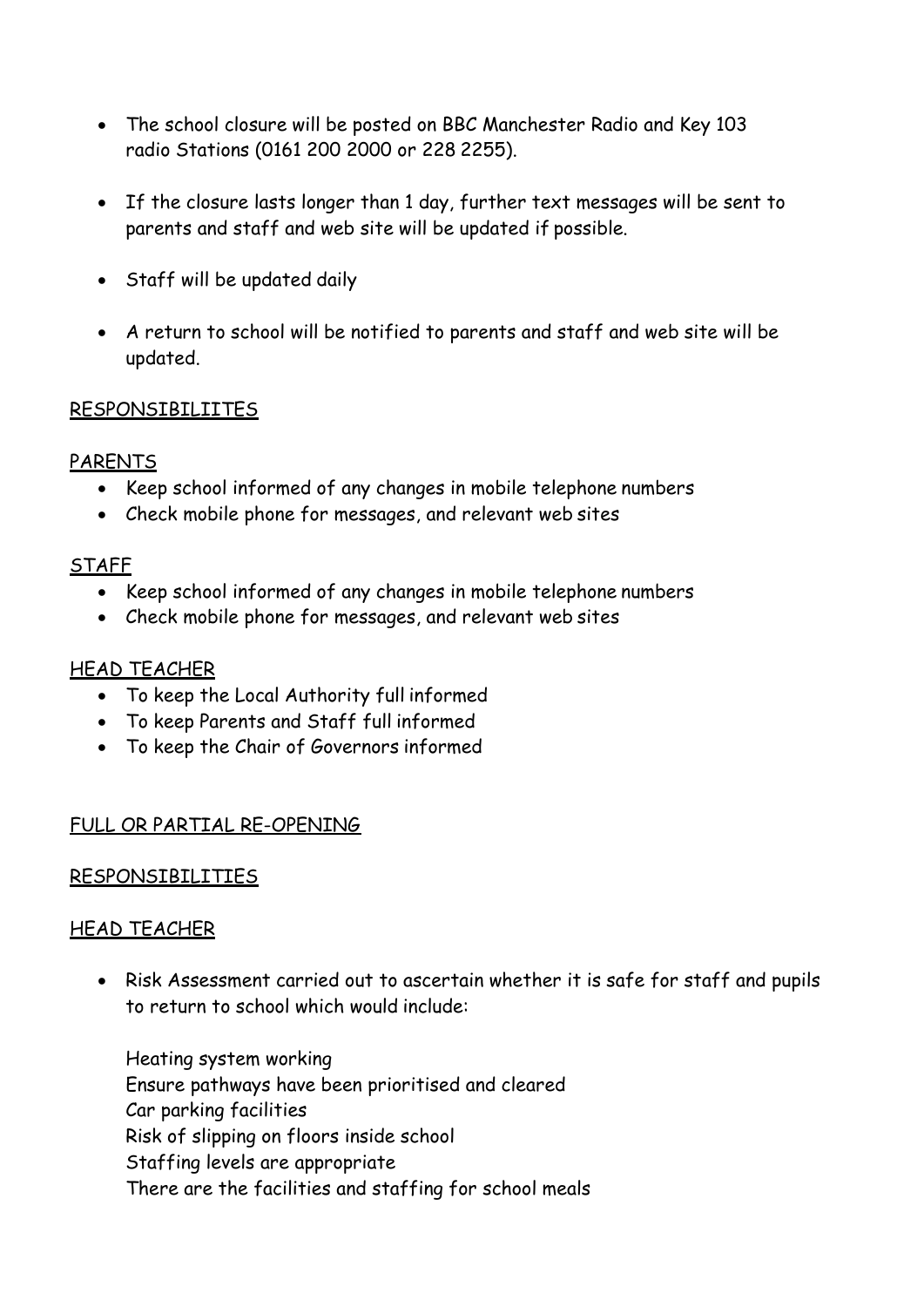- The school closure will be posted on BBC Manchester Radio and Key 103 radio Stations (0161 200 2000 or 228 2255).

- If the closure lasts longer than 1 day, further text messages will be sent to parents and staff and web site will be updated if possible.

- Staff will be updated daily

- A return to school will be notified to parents and staff and web site will be updated.

<u>RESPONSIBILIITES</u>

<u>PARENTS</u>

- Keep school informed of any changes in mobile telephone numbers
- Check mobile phone for messages, and relevant web sites

<u>STAFF</u>

- Keep school informed of any changes in mobile telephone numbers
- Check mobile phone for messages, and relevant web sites

<u>HEAD TEACHER</u>

- To keep the Local Authority full informed
- To keep Parents and Staff full informed
- To keep the Chair of Governors informed

<u>FULL OR PARTIAL RE-OPENING</u>

<u>RESPONSIBILITIES</u>

<u>HEAD TEACHER</u>

- Risk Assessment carried out to ascertain whether it is safe for staff and pupils to return to school which would include:

  Heating system working
  Ensure pathways have been prioritised and cleared
  Car parking facilities
  Risk of slipping on floors inside school
  Staffing levels are appropriate
  There are the facilities and staffing for school meals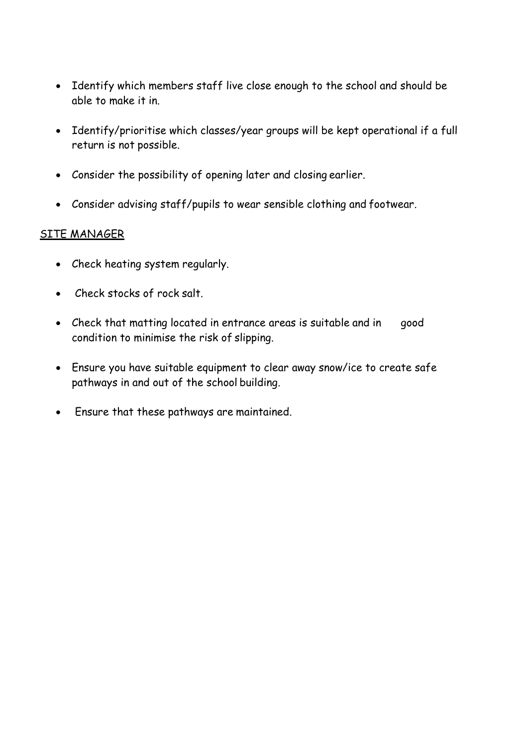- Identify which members staff live close enough to the school and should be able to make it in.

- Identify/prioritise which classes/year groups will be kept operational if a full return is not possible.

- Consider the possibility of opening later and closing earlier.

- Consider advising staff/pupils to wear sensible clothing and footwear.

<u>SITE MANAGER</u>

- Check heating system regularly.

- Check stocks of rock salt.

- Check that matting located in entrance areas is suitable and in good condition to minimise the risk of slipping.

- Ensure you have suitable equipment to clear away snow/ice to create safe pathways in and out of the school building.

- Ensure that these pathways are maintained.